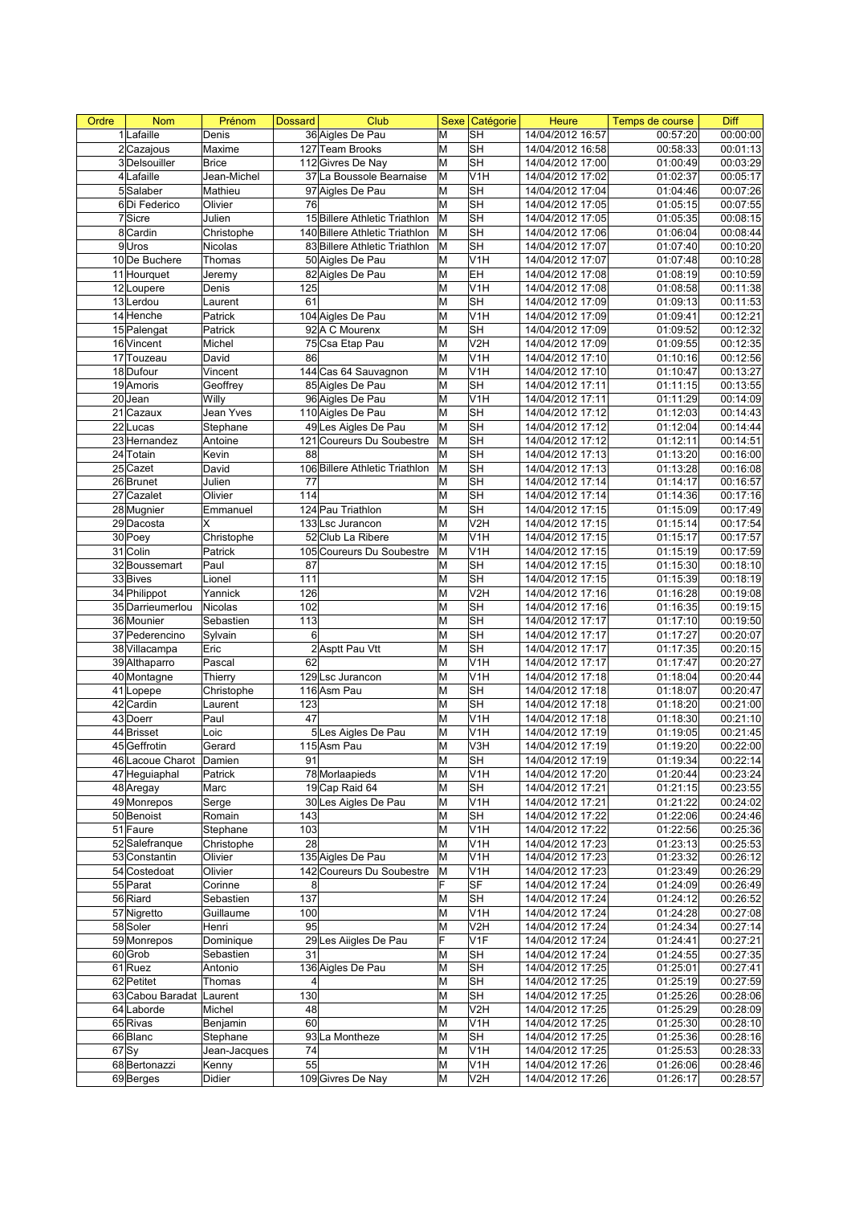| Ordre | Nom | Prénom | Dossard | Club | Sexe | Catégorie | Heure | Temps de course | Diff |
|---|---|---|---|---|---|---|---|---|---|
| 1 | Lafaille | Denis | 36 | Aigles De Pau | M | SH | 14/04/2012 16:57 | 00:57:20 | 00:00:00 |
| 2 | Cazajous | Maxime | 127 | Team Brooks | M | SH | 14/04/2012 16:58 | 00:58:33 | 00:01:13 |
| 3 | Delsouiller | Brice | 112 | Givres De Nay | M | SH | 14/04/2012 17:00 | 01:00:49 | 00:03:29 |
| 4 | Lafaille | Jean-Michel | 37 | La Boussole Bearnaise | M | V1H | 14/04/2012 17:02 | 01:02:37 | 00:05:17 |
| 5 | Salaber | Mathieu | 97 | Aigles De Pau | M | SH | 14/04/2012 17:04 | 01:04:46 | 00:07:26 |
| 6 | Di Federico | Olivier | 76 | | M | SH | 14/04/2012 17:05 | 01:05:15 | 00:07:55 |
| 7 | Sicre | Julien | 15 | Billere Athletic Triathlon | M | SH | 14/04/2012 17:05 | 01:05:35 | 00:08:15 |
| 8 | Cardin | Christophe | 140 | Billere Athletic Triathlon | M | SH | 14/04/2012 17:06 | 01:06:04 | 00:08:44 |
| 9 | Uros | Nicolas | 83 | Billere Athletic Triathlon | M | SH | 14/04/2012 17:07 | 01:07:40 | 00:10:20 |
| 10 | De Buchere | Thomas | 50 | Aigles De Pau | M | V1H | 14/04/2012 17:07 | 01:07:48 | 00:10:28 |
| 11 | Hourquet | Jeremy | 82 | Aigles De Pau | M | EH | 14/04/2012 17:08 | 01:08:19 | 00:10:59 |
| 12 | Loupere | Denis | 125 | | M | V1H | 14/04/2012 17:08 | 01:08:58 | 00:11:38 |
| 13 | Lerdou | Laurent | 61 | | M | SH | 14/04/2012 17:09 | 01:09:13 | 00:11:53 |
| 14 | Henche | Patrick | 104 | Aigles De Pau | M | V1H | 14/04/2012 17:09 | 01:09:41 | 00:12:21 |
| 15 | Palengat | Patrick | 92 | A C Mourenx | M | SH | 14/04/2012 17:09 | 01:09:52 | 00:12:32 |
| 16 | Vincent | Michel | 75 | Csa Etap Pau | M | V2H | 14/04/2012 17:09 | 01:09:55 | 00:12:35 |
| 17 | Touzeau | David | 86 | | M | V1H | 14/04/2012 17:10 | 01:10:16 | 00:12:56 |
| 18 | Dufour | Vincent | 144 | Cas 64 Sauvagnon | M | V1H | 14/04/2012 17:10 | 01:10:47 | 00:13:27 |
| 19 | Amoris | Geoffrey | 85 | Aigles De Pau | M | SH | 14/04/2012 17:11 | 01:11:15 | 00:13:55 |
| 20 | Jean | Willy | 96 | Aigles De Pau | M | V1H | 14/04/2012 17:11 | 01:11:29 | 00:14:09 |
| 21 | Cazaux | Jean Yves | 110 | Aigles De Pau | M | SH | 14/04/2012 17:12 | 01:12:03 | 00:14:43 |
| 22 | Lucas | Stephane | 49 | Les Aigles De Pau | M | SH | 14/04/2012 17:12 | 01:12:04 | 00:14:44 |
| 23 | Hernandez | Antoine | 121 | Coureurs Du Soubestre | M | SH | 14/04/2012 17:12 | 01:12:11 | 00:14:51 |
| 24 | Totain | Kevin | 88 | | M | SH | 14/04/2012 17:13 | 01:13:20 | 00:16:00 |
| 25 | Cazet | David | 106 | Billere Athletic Triathlon | M | SH | 14/04/2012 17:13 | 01:13:28 | 00:16:08 |
| 26 | Brunet | Julien | 77 | | M | SH | 14/04/2012 17:14 | 01:14:17 | 00:16:57 |
| 27 | Cazalet | Olivier | 114 | | M | SH | 14/04/2012 17:14 | 01:14:36 | 00:17:16 |
| 28 | Mugnier | Emmanuel | 124 | Pau Triathlon | M | SH | 14/04/2012 17:15 | 01:15:09 | 00:17:49 |
| 29 | Dacosta | X | 133 | Lsc Jurancon | M | V2H | 14/04/2012 17:15 | 01:15:14 | 00:17:54 |
| 30 | Poey | Christophe | 52 | Club La Ribere | M | V1H | 14/04/2012 17:15 | 01:15:17 | 00:17:57 |
| 31 | Colin | Patrick | 105 | Coureurs Du Soubestre | M | V1H | 14/04/2012 17:15 | 01:15:19 | 00:17:59 |
| 32 | Boussemart | Paul | 87 | | M | SH | 14/04/2012 17:15 | 01:15:30 | 00:18:10 |
| 33 | Bives | Lionel | 111 | | M | SH | 14/04/2012 17:15 | 01:15:39 | 00:18:19 |
| 34 | Philippot | Yannick | 126 | | M | V2H | 14/04/2012 17:16 | 01:16:28 | 00:19:08 |
| 35 | Darrieumerlou | Nicolas | 102 | | M | SH | 14/04/2012 17:16 | 01:16:35 | 00:19:15 |
| 36 | Mounier | Sebastien | 113 | | M | SH | 14/04/2012 17:17 | 01:17:10 | 00:19:50 |
| 37 | Pederencino | Sylvain | 6 | | M | SH | 14/04/2012 17:17 | 01:17:27 | 00:20:07 |
| 38 | Villacampa | Eric | 2 | Asptt Pau Vtt | M | SH | 14/04/2012 17:17 | 01:17:35 | 00:20:15 |
| 39 | Althaparro | Pascal | 62 | | M | V1H | 14/04/2012 17:17 | 01:17:47 | 00:20:27 |
| 40 | Montagne | Thierry | 129 | Lsc Jurancon | M | V1H | 14/04/2012 17:18 | 01:18:04 | 00:20:44 |
| 41 | Lopepe | Christophe | 116 | Asm Pau | M | SH | 14/04/2012 17:18 | 01:18:07 | 00:20:47 |
| 42 | Cardin | Laurent | 123 | | M | SH | 14/04/2012 17:18 | 01:18:20 | 00:21:00 |
| 43 | Doerr | Paul | 47 | | M | V1H | 14/04/2012 17:18 | 01:18:30 | 00:21:10 |
| 44 | Brisset | Loic | 5 | Les Aigles De Pau | M | V1H | 14/04/2012 17:19 | 01:19:05 | 00:21:45 |
| 45 | Geffrotin | Gerard | 115 | Asm Pau | M | V3H | 14/04/2012 17:19 | 01:19:20 | 00:22:00 |
| 46 | Lacoue Charot | Damien | 91 | | M | SH | 14/04/2012 17:19 | 01:19:34 | 00:22:14 |
| 47 | Heguiaphal | Patrick | 78 | Morlaapieds | M | V1H | 14/04/2012 17:20 | 01:20:44 | 00:23:24 |
| 48 | Aregay | Marc | 19 | Cap Raid 64 | M | SH | 14/04/2012 17:21 | 01:21:15 | 00:23:55 |
| 49 | Monrepos | Serge | 30 | Les Aigles De Pau | M | V1H | 14/04/2012 17:21 | 01:21:22 | 00:24:02 |
| 50 | Benoist | Romain | 143 | | M | SH | 14/04/2012 17:22 | 01:22:06 | 00:24:46 |
| 51 | Faure | Stephane | 103 | | M | V1H | 14/04/2012 17:22 | 01:22:56 | 00:25:36 |
| 52 | Salefranque | Christophe | 28 | | M | V1H | 14/04/2012 17:23 | 01:23:13 | 00:25:53 |
| 53 | Constantin | Olivier | 135 | Aigles De Pau | M | V1H | 14/04/2012 17:23 | 01:23:32 | 00:26:12 |
| 54 | Costedoat | Olivier | 142 | Coureurs Du Soubestre | M | V1H | 14/04/2012 17:23 | 01:23:49 | 00:26:29 |
| 55 | Parat | Corinne | 8 | | F | SF | 14/04/2012 17:24 | 01:24:09 | 00:26:49 |
| 56 | Riard | Sebastien | 137 | | M | SH | 14/04/2012 17:24 | 01:24:12 | 00:26:52 |
| 57 | Nigretto | Guillaume | 100 | | M | V1H | 14/04/2012 17:24 | 01:24:28 | 00:27:08 |
| 58 | Soler | Henri | 95 | | M | V2H | 14/04/2012 17:24 | 01:24:34 | 00:27:14 |
| 59 | Monrepos | Dominique | 29 | Les Aiigles De Pau | F | V1F | 14/04/2012 17:24 | 01:24:41 | 00:27:21 |
| 60 | Grob | Sebastien | 31 | | M | SH | 14/04/2012 17:24 | 01:24:55 | 00:27:35 |
| 61 | Ruez | Antonio | 136 | Aigles De Pau | M | SH | 14/04/2012 17:25 | 01:25:01 | 00:27:41 |
| 62 | Petitet | Thomas | 4 | | M | SH | 14/04/2012 17:25 | 01:25:19 | 00:27:59 |
| 63 | Cabou Baradat | Laurent | 130 | | M | SH | 14/04/2012 17:25 | 01:25:26 | 00:28:06 |
| 64 | Laborde | Michel | 48 | | M | V2H | 14/04/2012 17:25 | 01:25:29 | 00:28:09 |
| 65 | Rivas | Benjamin | 60 | | M | V1H | 14/04/2012 17:25 | 01:25:30 | 00:28:10 |
| 66 | Blanc | Stephane | 93 | La Montheze | M | SH | 14/04/2012 17:25 | 01:25:36 | 00:28:16 |
| 67 | Sy | Jean-Jacques | 74 | | M | V1H | 14/04/2012 17:25 | 01:25:53 | 00:28:33 |
| 68 | Bertonazzi | Kenny | 55 | | M | V1H | 14/04/2012 17:26 | 01:26:06 | 00:28:46 |
| 69 | Berges | Didier | 109 | Givres De Nay | M | V2H | 14/04/2012 17:26 | 01:26:17 | 00:28:57 |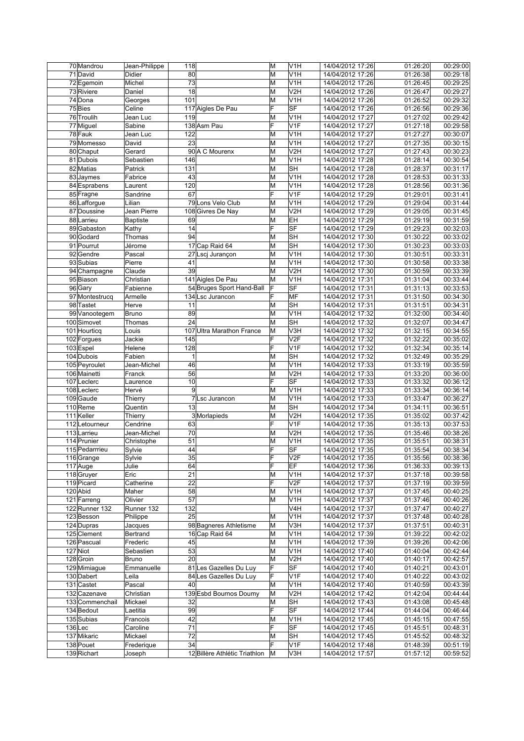| | | | | | | | | | |
|---|---|---|---|---|---|---|---|---|---|
| 70 | Mandrou | Jean-Philippe | 118 | | M | V1H | 14/04/2012 17:26 | 01:26:20 | 00:29:00 |
| 71 | David | Didier | 80 | | M | V1H | 14/04/2012 17:26 | 01:26:38 | 00:29:18 |
| 72 | Egemoin | Michel | 73 | | M | V1H | 14/04/2012 17:26 | 01:26:45 | 00:29:25 |
| 73 | Riviere | Daniel | 18 | | M | V2H | 14/04/2012 17:26 | 01:26:47 | 00:29:27 |
| 74 | Dona | Georges | 101 | | M | V1H | 14/04/2012 17:26 | 01:26:52 | 00:29:32 |
| 75 | Bies | Celine | 117 | Aigles De Pau | F | SF | 14/04/2012 17:26 | 01:26:56 | 00:29:36 |
| 76 | Troulih | Jean Luc | 119 | | M | V1H | 14/04/2012 17:27 | 01:27:02 | 00:29:42 |
| 77 | Miguel | Sabine | 138 | Asm Pau | F | V1F | 14/04/2012 17:27 | 01:27:18 | 00:29:58 |
| 78 | Fauk | Jean Luc | 122 | | M | V1H | 14/04/2012 17:27 | 01:27:27 | 00:30:07 |
| 79 | Momesso | David | 23 | | M | V1H | 14/04/2012 17:27 | 01:27:35 | 00:30:15 |
| 80 | Chaput | Gerard | 90 | A C Mourenx | M | V2H | 14/04/2012 17:27 | 01:27:43 | 00:30:23 |
| 81 | Dubois | Sebastien | 146 | | M | V1H | 14/04/2012 17:28 | 01:28:14 | 00:30:54 |
| 82 | Matias | Patrick | 131 | | M | SH | 14/04/2012 17:28 | 01:28:37 | 00:31:17 |
| 83 | Jaymes | Fabrice | 43 | | M | V1H | 14/04/2012 17:28 | 01:28:53 | 00:31:33 |
| 84 | Esprabens | Laurent | 120 | | M | V1H | 14/04/2012 17:28 | 01:28:56 | 00:31:36 |
| 85 | Fragne | Sandrine | 67 | | F | V1F | 14/04/2012 17:29 | 01:29:01 | 00:31:41 |
| 86 | Lafforgue | Lilian | 79 | Lons Velo Club | M | V1H | 14/04/2012 17:29 | 01:29:04 | 00:31:44 |
| 87 | Doussine | Jean Pierre | 108 | Givres De Nay | M | V2H | 14/04/2012 17:29 | 01:29:05 | 00:31:45 |
| 88 | Larrieu | Baptiste | 69 | | M | EH | 14/04/2012 17:29 | 01:29:19 | 00:31:59 |
| 89 | Gabaston | Kathy | 14 | | F | SF | 14/04/2012 17:29 | 01:29:23 | 00:32:03 |
| 90 | Godard | Thomas | 94 | | M | SH | 14/04/2012 17:30 | 01:30:22 | 00:33:02 |
| 91 | Pourrut | Jérome | 17 | Cap Raid 64 | M | SH | 14/04/2012 17:30 | 01:30:23 | 00:33:03 |
| 92 | Gendre | Pascal | 27 | Lscj Jurançon | M | V1H | 14/04/2012 17:30 | 01:30:51 | 00:33:31 |
| 93 | Subias | Pierre | 41 | | M | V1H | 14/04/2012 17:30 | 01:30:58 | 00:33:38 |
| 94 | Champagne | Claude | 39 | | M | V2H | 14/04/2012 17:30 | 01:30:59 | 00:33:39 |
| 95 | Biason | Christian | 141 | Aigles De Pau | M | V1H | 14/04/2012 17:31 | 01:31:04 | 00:33:44 |
| 96 | Gary | Fabienne | 54 | Bruges Sport Hand-Ball | F | SF | 14/04/2012 17:31 | 01:31:13 | 00:33:53 |
| 97 | Montestrucq | Armelle | 134 | Lsc Jurancon | F | MF | 14/04/2012 17:31 | 01:31:50 | 00:34:30 |
| 98 | Tastet | Herve | 11 | | M | SH | 14/04/2012 17:31 | 01:31:51 | 00:34:31 |
| 99 | Vanootegem | Bruno | 89 | | M | V1H | 14/04/2012 17:32 | 01:32:00 | 00:34:40 |
| 100 | Simovet | Thomas | 24 | | M | SH | 14/04/2012 17:32 | 01:32:07 | 00:34:47 |
| 101 | Hourticq | Louis | 107 | Ultra Marathon France | M | V3H | 14/04/2012 17:32 | 01:32:15 | 00:34:55 |
| 102 | Forgues | Jackie | 145 | | F | V2F | 14/04/2012 17:32 | 01:32:22 | 00:35:02 |
| 103 | Espel | Helene | 128 | | F | V1F | 14/04/2012 17:32 | 01:32:34 | 00:35:14 |
| 104 | Dubois | Fabien | 1 | | M | SH | 14/04/2012 17:32 | 01:32:49 | 00:35:29 |
| 105 | Peyroulet | Jean-Michel | 46 | | M | V1H | 14/04/2012 17:33 | 01:33:19 | 00:35:59 |
| 106 | Mainetti | Franck | 56 | | M | V2H | 14/04/2012 17:33 | 01:33:20 | 00:36:00 |
| 107 | Leclerc | Laurence | 10 | | F | SF | 14/04/2012 17:33 | 01:33:32 | 00:36:12 |
| 108 | Leclerc | Hervé | 9 | | M | V1H | 14/04/2012 17:33 | 01:33:34 | 00:36:14 |
| 109 | Gaude | Thierry | 7 | Lsc Jurancon | M | V1H | 14/04/2012 17:33 | 01:33:47 | 00:36:27 |
| 110 | Reme | Quentin | 13 | | M | SH | 14/04/2012 17:34 | 01:34:11 | 00:36:51 |
| 111 | Keller | Thierry | 3 | Morlapieds | M | V2H | 14/04/2012 17:35 | 01:35:02 | 00:37:42 |
| 112 | Letourneur | Cendrine | 63 | | F | V1F | 14/04/2012 17:35 | 01:35:13 | 00:37:53 |
| 113 | Larrieu | Jean-Michel | 70 | | M | V2H | 14/04/2012 17:35 | 01:35:46 | 00:38:26 |
| 114 | Prunier | Christophe | 51 | | M | V1H | 14/04/2012 17:35 | 01:35:51 | 00:38:31 |
| 115 | Pedarrrieu | Sylvie | 44 | | F | SF | 14/04/2012 17:35 | 01:35:54 | 00:38:34 |
| 116 | Grange | Sylvie | 35 | | F | V2F | 14/04/2012 17:35 | 01:35:56 | 00:38:36 |
| 117 | Auge | Julie | 64 | | F | EF | 14/04/2012 17:36 | 01:36:33 | 00:39:13 |
| 118 | Gruyer | Eric | 21 | | M | V1H | 14/04/2012 17:37 | 01:37:18 | 00:39:58 |
| 119 | Picard | Catherine | 22 | | F | V2F | 14/04/2012 17:37 | 01:37:19 | 00:39:59 |
| 120 | Abid | Maher | 58 | | M | V1H | 14/04/2012 17:37 | 01:37:45 | 00:40:25 |
| 121 | Farreng | Olivier | 57 | | M | V1H | 14/04/2012 17:37 | 01:37:46 | 00:40:26 |
| 122 | Runner 132 | Runner 132 | 132 | | | V4H | 14/04/2012 17:37 | 01:37:47 | 00:40:27 |
| 123 | Besson | Philippe | 25 | | M | V1H | 14/04/2012 17:37 | 01:37:48 | 00:40:28 |
| 124 | Dupras | Jacques | 98 | Bagneres Athletisme | M | V3H | 14/04/2012 17:37 | 01:37:51 | 00:40:31 |
| 125 | Clement | Bertrand | 16 | Cap Raid 64 | M | V1H | 14/04/2012 17:39 | 01:39:22 | 00:42:02 |
| 126 | Pascual | Frederic | 45 | | M | V1H | 14/04/2012 17:39 | 01:39:26 | 00:42:06 |
| 127 | Niot | Sebastien | 53 | | M | V1H | 14/04/2012 17:40 | 01:40:04 | 00:42:44 |
| 128 | Groin | Bruno | 20 | | M | V2H | 14/04/2012 17:40 | 01:40:17 | 00:42:57 |
| 129 | Mimiague | Emmanuelle | 81 | Les Gazelles Du Luy | F | SF | 14/04/2012 17:40 | 01:40:21 | 00:43:01 |
| 130 | Dabert | Leila | 84 | Les Gazelles Du Luy | F | V1F | 14/04/2012 17:40 | 01:40:22 | 00:43:02 |
| 131 | Castet | Pascal | 40 | | M | V1H | 14/04/2012 17:40 | 01:40:59 | 00:43:39 |
| 132 | Cazenave | Christian | 139 | Esbd Bournos Doumy | M | V2H | 14/04/2012 17:42 | 01:42:04 | 00:44:44 |
| 133 | Commenchail | Mickael | 32 | | M | SH | 14/04/2012 17:43 | 01:43:08 | 00:45:48 |
| 134 | Bedout | Laetitia | 99 | | F | SF | 14/04/2012 17:44 | 01:44:04 | 00:46:44 |
| 135 | Subias | Francois | 42 | | M | V1H | 14/04/2012 17:45 | 01:45:15 | 00:47:55 |
| 136 | Lec | Caroline | 71 | | F | SF | 14/04/2012 17:45 | 01:45:51 | 00:48:31 |
| 137 | Mikaric | Mickael | 72 | | M | SH | 14/04/2012 17:45 | 01:45:52 | 00:48:32 |
| 138 | Pouet | Frederique | 34 | | F | V1F | 14/04/2012 17:48 | 01:48:39 | 00:51:19 |
| 139 | Richart | Joseph | 12 | Billère Athlétic Triathlon | M | V3H | 14/04/2012 17:57 | 01:57:12 | 00:59:52 |